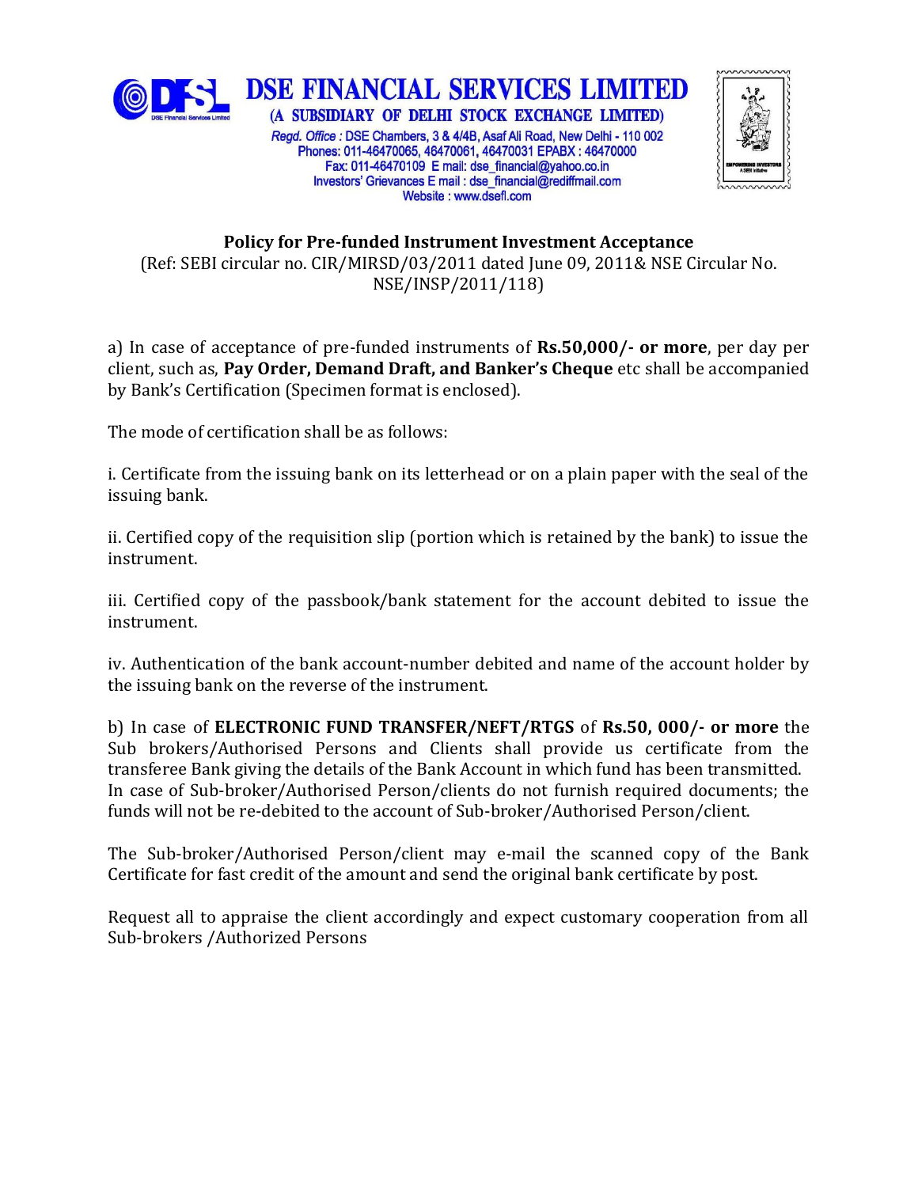# DSE FINANCIAL SERVICES LIMITED

(A SUBSIDIARY OF DELHI STOCK EXCHANGE LIMITED)

*Regd. Office* : DSE Chambers, 3 & 4/4B, Asaf Ali Road, New Delhi - 110 002
Phones: 011-46470065, 46470061, 46470031 EPABX : 46470000
Fax: 011-46470109 E mail: dse_financial@yahoo.co.in
Investors' Grievances E mail : dse_financial@rediffmail.com
Website : www.dsefl.com

## Policy for Pre-funded Instrument Investment Acceptance

(Ref: SEBI circular no. CIR/MIRSD/03/2011 dated June 09, 2011& NSE Circular No. NSE/INSP/2011/118)

a) In case of acceptance of pre-funded instruments of **Rs.50,000/- or more**, per day per client, such as, **Pay Order, Demand Draft, and Banker's Cheque** etc shall be accompanied by Bank's Certification (Specimen format is enclosed).

The mode of certification shall be as follows:

i. Certificate from the issuing bank on its letterhead or on a plain paper with the seal of the issuing bank.

ii. Certified copy of the requisition slip (portion which is retained by the bank) to issue the instrument.

iii. Certified copy of the passbook/bank statement for the account debited to issue the instrument.

iv. Authentication of the bank account-number debited and name of the account holder by the issuing bank on the reverse of the instrument.

b) In case of **ELECTRONIC FUND TRANSFER/NEFT/RTGS** of **Rs.50, 000/- or more** the Sub brokers/Authorised Persons and Clients shall provide us certificate from the transferee Bank giving the details of the Bank Account in which fund has been transmitted. In case of Sub-broker/Authorised Person/clients do not furnish required documents; the funds will not be re-debited to the account of Sub-broker/Authorised Person/client.

The Sub-broker/Authorised Person/client may e-mail the scanned copy of the Bank Certificate for fast credit of the amount and send the original bank certificate by post.

Request all to appraise the client accordingly and expect customary cooperation from all Sub-brokers /Authorized Persons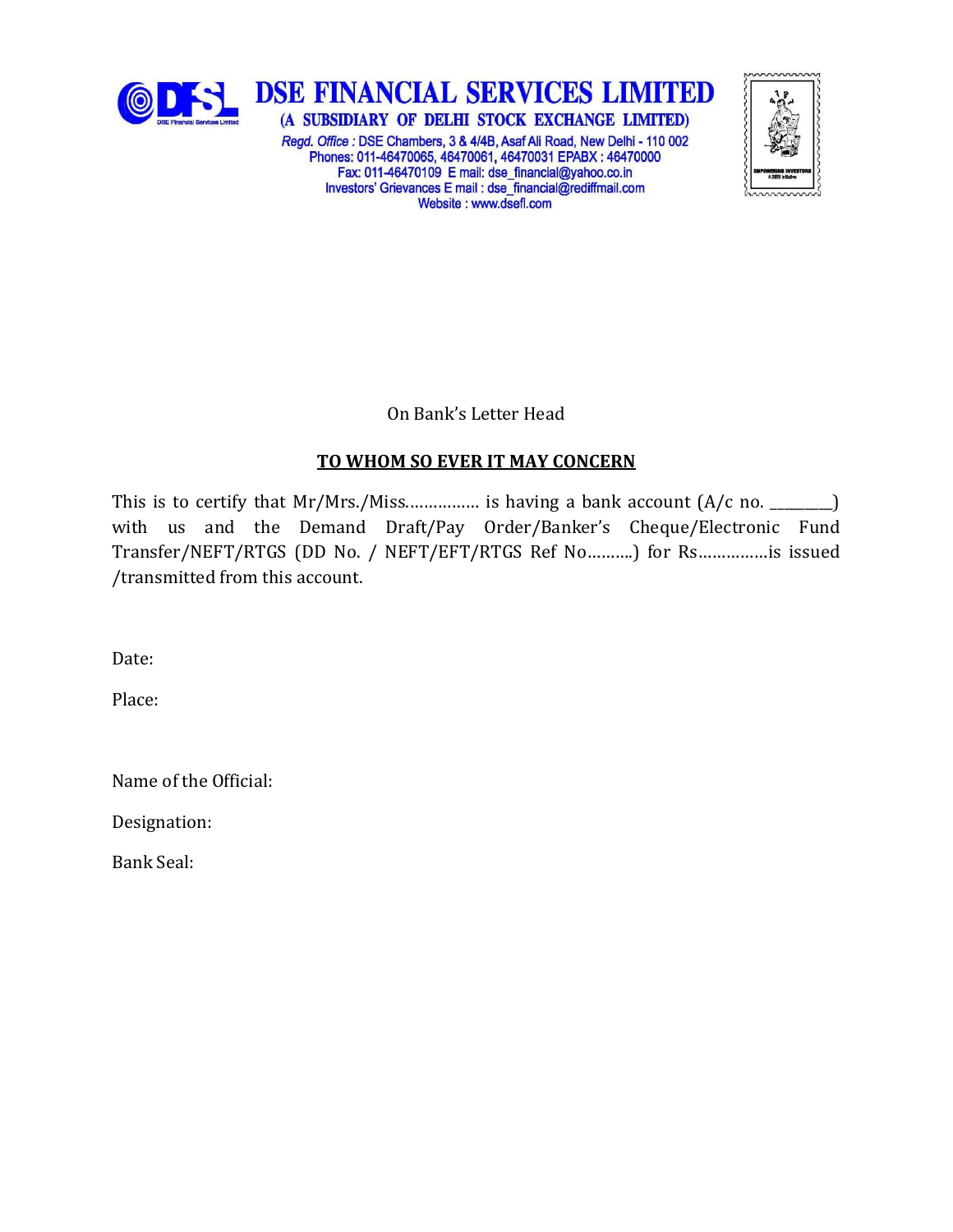# DSE FINANCIAL SERVICES LIMITED

**(A SUBSIDIARY OF DELHI STOCK EXCHANGE LIMITED)**

*Regd. Office :* DSE Chambers, 3 & 4/4B, Asaf Ali Road, New Delhi - 110 002
Phones: 011-46470065, 46470061, 46470031 EPABX : 46470000
Fax: 011-46470109 E mail: dse_financial@yahoo.co.in
Investors' Grievances E mail : dse_financial@rediffmail.com
Website : www.dsefl.com

On Bank's Letter Head

**TO WHOM SO EVER IT MAY CONCERN**

This is to certify that Mr/Mrs./Miss……………. is having a bank account (A/c no. _________) with us and the Demand Draft/Pay Order/Banker's Cheque/Electronic Fund Transfer/NEFT/RTGS (DD No. / NEFT/EFT/RTGS Ref No……….) for Rs……………is issued /transmitted from this account.

Date:

Place:

Name of the Official:

Designation:

Bank Seal: